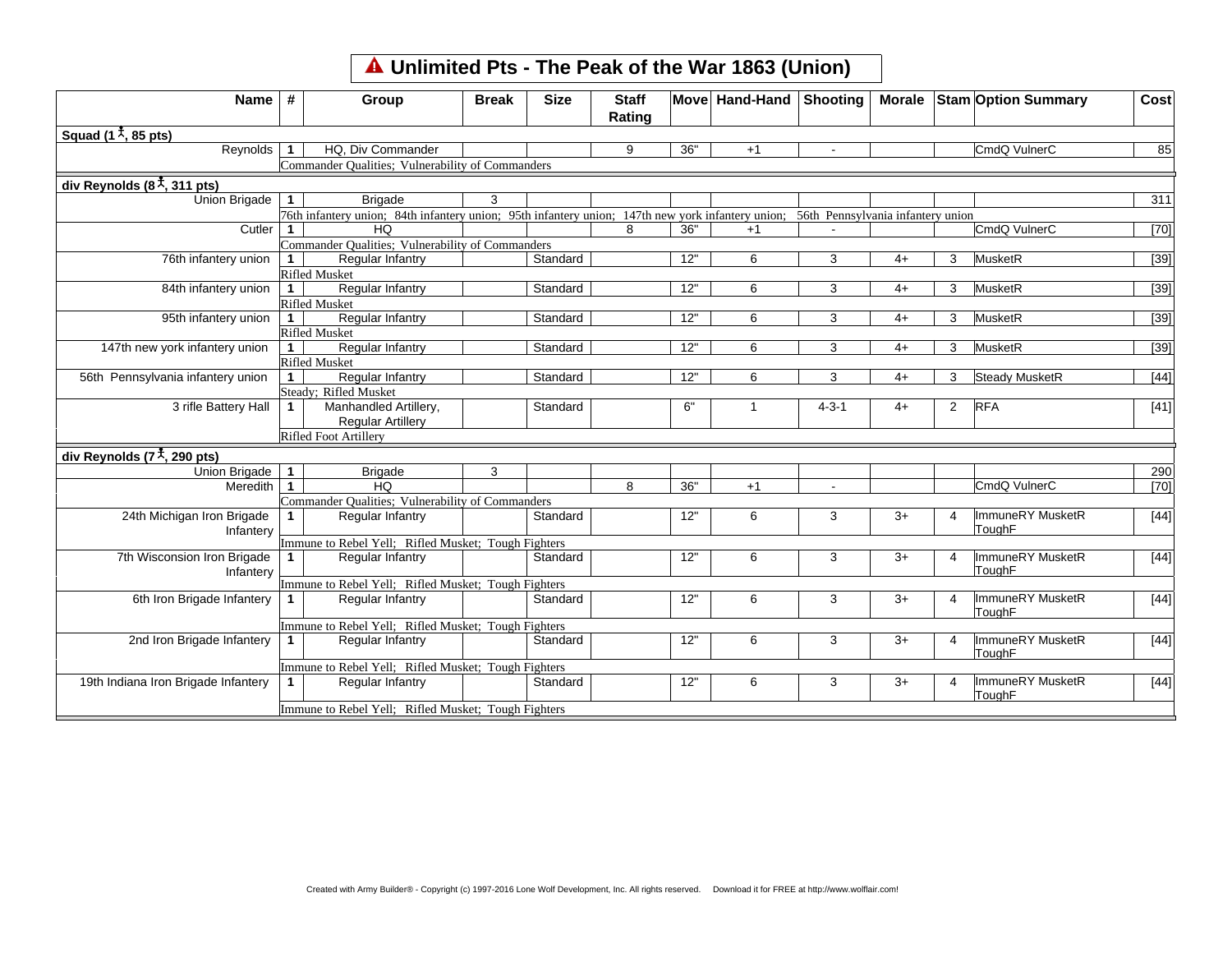# ⚠ Unlimited Pts - The Peak of the War 1863 (Union)

| Name | # | Group | Break | Size | Staff Rating | Move | Hand-Hand | Shooting | Morale | Stam | Option Summary | Cost |
|---|---|---|---|---|---|---|---|---|---|---|---|---|
| **Squad (1 ⚲, 85 pts)** | | | | | | | | | | | | |
| Reynolds | 1 | HQ, Div Commander | | | 9 | 36" | +1 | - | | | CmdQ VulnerC | 85 |
| | | Commander Qualities; Vulnerability of Commanders | | | | | | | | | | |
| **div Reynolds (8 ⚲, 311 pts)** | | | | | | | | | | | | |
| Union Brigade | 1 | Brigade | 3 | | | | | | | | | 311 |
| | | 76th infantery union; 84th infantery union; 95th infantery union; 147th new york infantery union; 56th Pennsylvania infantery union | | | | | | | | | | |
| Cutler | 1 | HQ | | | 8 | 36" | +1 | - | | | CmdQ VulnerC | [70] |
| | | Commander Qualities; Vulnerability of Commanders | | | | | | | | | | |
| 76th infantery union | 1 | Regular Infantry | | Standard | | 12" | 6 | 3 | 4+ | 3 | MusketR | [39] |
| | | Rifled Musket | | | | | | | | | | |
| 84th infantery union | 1 | Regular Infantry | | Standard | | 12" | 6 | 3 | 4+ | 3 | MusketR | [39] |
| | | Rifled Musket | | | | | | | | | | |
| 95th infantery union | 1 | Regular Infantry | | Standard | | 12" | 6 | 3 | 4+ | 3 | MusketR | [39] |
| | | Rifled Musket | | | | | | | | | | |
| 147th new york infantery union | 1 | Regular Infantry | | Standard | | 12" | 6 | 3 | 4+ | 3 | MusketR | [39] |
| | | Rifled Musket | | | | | | | | | | |
| 56th Pennsylvania infantery union | 1 | Regular Infantry | | Standard | | 12" | 6 | 3 | 4+ | 3 | Steady MusketR | [44] |
| | | Steady; Rifled Musket | | | | | | | | | | |
| 3 rifle Battery Hall | 1 | Manhandled Artillery, Regular Artillery | | Standard | | 6" | 1 | 4-3-1 | 4+ | 2 | RFA | [41] |
| | | Rifled Foot Artillery | | | | | | | | | | |
| **div Reynolds (7 ⚲, 290 pts)** | | | | | | | | | | | | |
| Union Brigade | 1 | Brigade | 3 | | | | | | | | | 290 |
| Meredith | 1 | HQ | | | 8 | 36" | +1 | - | | | CmdQ VulnerC | [70] |
| | | Commander Qualities; Vulnerability of Commanders | | | | | | | | | | |
| 24th Michigan Iron Brigade Infantery | 1 | Regular Infantry | | Standard | | 12" | 6 | 3 | 3+ | 4 | ImmuneRY MusketR ToughF | [44] |
| | | Immune to Rebel Yell; Rifled Musket; Tough Fighters | | | | | | | | | | |
| 7th Wisconsion Iron Brigade Infantery | 1 | Regular Infantry | | Standard | | 12" | 6 | 3 | 3+ | 4 | ImmuneRY MusketR ToughF | [44] |
| | | Immune to Rebel Yell; Rifled Musket; Tough Fighters | | | | | | | | | | |
| 6th Iron Brigade Infantery | 1 | Regular Infantry | | Standard | | 12" | 6 | 3 | 3+ | 4 | ImmuneRY MusketR ToughF | [44] |
| | | Immune to Rebel Yell; Rifled Musket; Tough Fighters | | | | | | | | | | |
| 2nd Iron Brigade Infantery | 1 | Regular Infantry | | Standard | | 12" | 6 | 3 | 3+ | 4 | ImmuneRY MusketR ToughF | [44] |
| | | Immune to Rebel Yell; Rifled Musket; Tough Fighters | | | | | | | | | | |
| 19th Indiana Iron Brigade Infantery | 1 | Regular Infantry | | Standard | | 12" | 6 | 3 | 3+ | 4 | ImmuneRY MusketR ToughF | [44] |
| | | Immune to Rebel Yell; Rifled Musket; Tough Fighters | | | | | | | | | | |

Created with Army Builder® - Copyright (c) 1997-2016 Lone Wolf Development, Inc. All rights reserved. Download it for FREE at http://www.wolflair.com!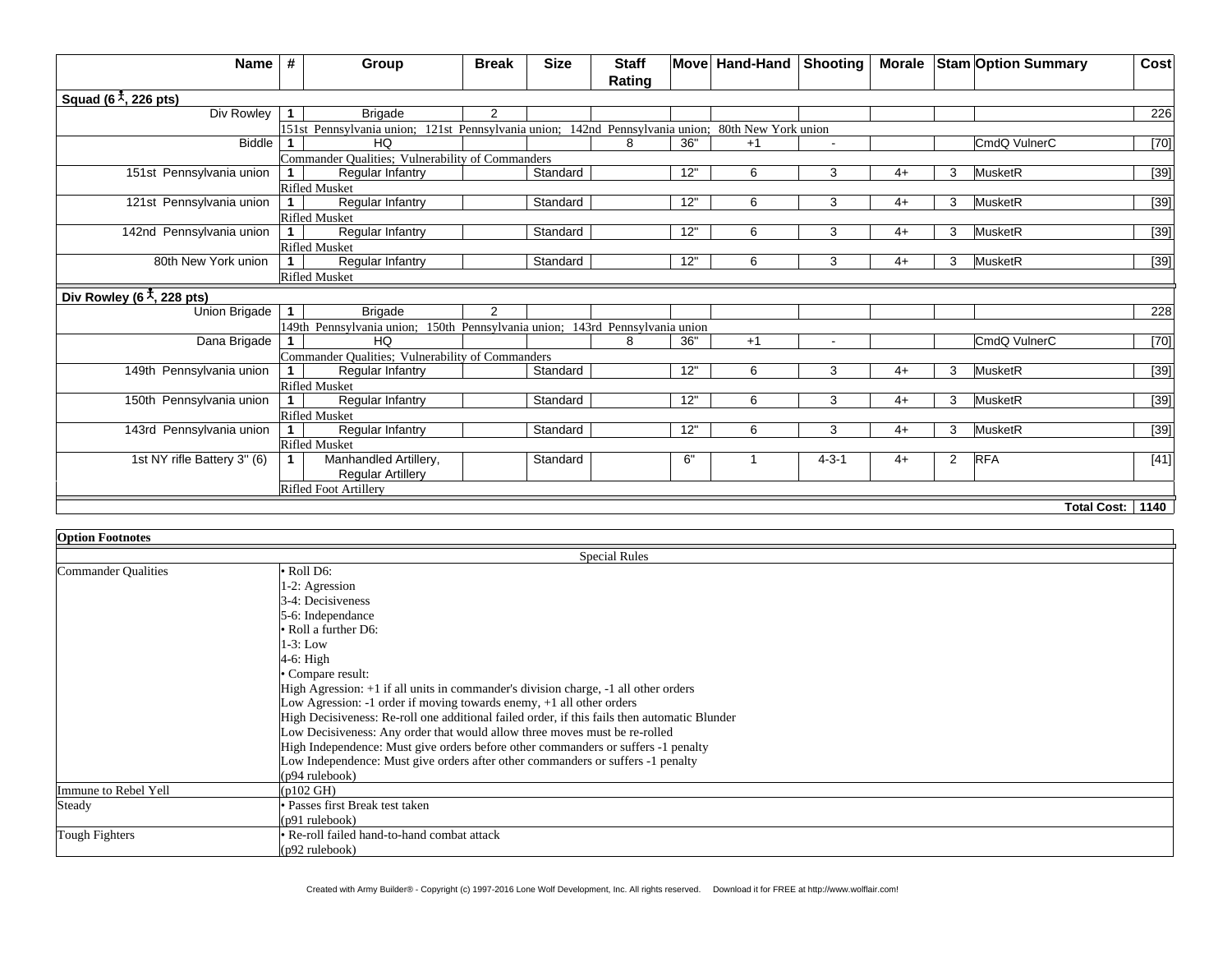| Name | # | Group | Break | Size | Staff Rating | Move | Hand-Hand | Shooting | Morale | Stam | Option Summary | Cost |
|---|---|---|---|---|---|---|---|---|---|---|---|---|
| **Squad (6 ⅄, 226 pts)** | | | | | | | | | | | | |
| Div Rowley | 1 | Brigade | 2 | | | | | | | | | 226 |
| | 151st Pennsylvania union; 121st Pennsylvania union; 142nd Pennsylvania union; 80th New York union | | | | | | | | | | | |
| Biddle | 1 | HQ | | | 8 | 36" | +1 | - | | | CmdQ VulnerC | [70] |
| | Commander Qualities; Vulnerability of Commanders | | | | | | | | | | | |
| 151st Pennsylvania union | 1 | Regular Infantry | | Standard | | 12" | 6 | 3 | 4+ | 3 | MusketR | [39] |
| | Rifled Musket | | | | | | | | | | | |
| 121st Pennsylvania union | 1 | Regular Infantry | | Standard | | 12" | 6 | 3 | 4+ | 3 | MusketR | [39] |
| | Rifled Musket | | | | | | | | | | | |
| 142nd Pennsylvania union | 1 | Regular Infantry | | Standard | | 12" | 6 | 3 | 4+ | 3 | MusketR | [39] |
| | Rifled Musket | | | | | | | | | | | |
| 80th New York union | 1 | Regular Infantry | | Standard | | 12" | 6 | 3 | 4+ | 3 | MusketR | [39] |
| | Rifled Musket | | | | | | | | | | | |
| **Div Rowley (6 ⅄, 228 pts)** | | | | | | | | | | | | |
| Union Brigade | 1 | Brigade | 2 | | | | | | | | | 228 |
| | 149th Pennsylvania union; 150th Pennsylvania union; 143rd Pennsylvania union | | | | | | | | | | | |
| Dana Brigade | 1 | HQ | | | 8 | 36" | +1 | - | | | CmdQ VulnerC | [70] |
| | Commander Qualities; Vulnerability of Commanders | | | | | | | | | | | |
| 149th Pennsylvania union | 1 | Regular Infantry | | Standard | | 12" | 6 | 3 | 4+ | 3 | MusketR | [39] |
| | Rifled Musket | | | | | | | | | | | |
| 150th Pennsylvania union | 1 | Regular Infantry | | Standard | | 12" | 6 | 3 | 4+ | 3 | MusketR | [39] |
| | Rifled Musket | | | | | | | | | | | |
| 143rd Pennsylvania union | 1 | Regular Infantry | | Standard | | 12" | 6 | 3 | 4+ | 3 | MusketR | [39] |
| | Rifled Musket | | | | | | | | | | | |
| 1st NY rifle Battery 3" (6) | 1 | Manhandled Artillery, Regular Artillery | | Standard | | 6" | 1 | 4-3-1 | 4+ | 2 | RFA | [41] |
| | Rifled Foot Artillery | | | | | | | | | | | |
| | | | | | | | | | | | **Total Cost:** | **1140** |

| **Option Footnotes** | |
|---|---|
| | Special Rules |
| Commander Qualities | • Roll D6:<br>1-2: Agression<br>3-4: Decisiveness<br>5-6: Independance<br>• Roll a further D6:<br>1-3: Low<br>4-6: High<br>• Compare result:<br>High Agression: +1 if all units in commander's division charge, -1 all other orders<br>Low Agression: -1 order if moving towards enemy, +1 all other orders<br>High Decisiveness: Re-roll one additional failed order, if this fails then automatic Blunder<br>Low Decisiveness: Any order that would allow three moves must be re-rolled<br>High Independence: Must give orders before other commanders or suffers -1 penalty<br>Low Independence: Must give orders after other commanders or suffers -1 penalty<br>(p94 rulebook) |
| Immune to Rebel Yell | (p102 GH) |
| Steady | • Passes first Break test taken<br>(p91 rulebook) |
| Tough Fighters | • Re-roll failed hand-to-hand combat attack<br>(p92 rulebook) |

Created with Army Builder® - Copyright (c) 1997-2016 Lone Wolf Development, Inc. All rights reserved. Download it for FREE at http://www.wolflair.com!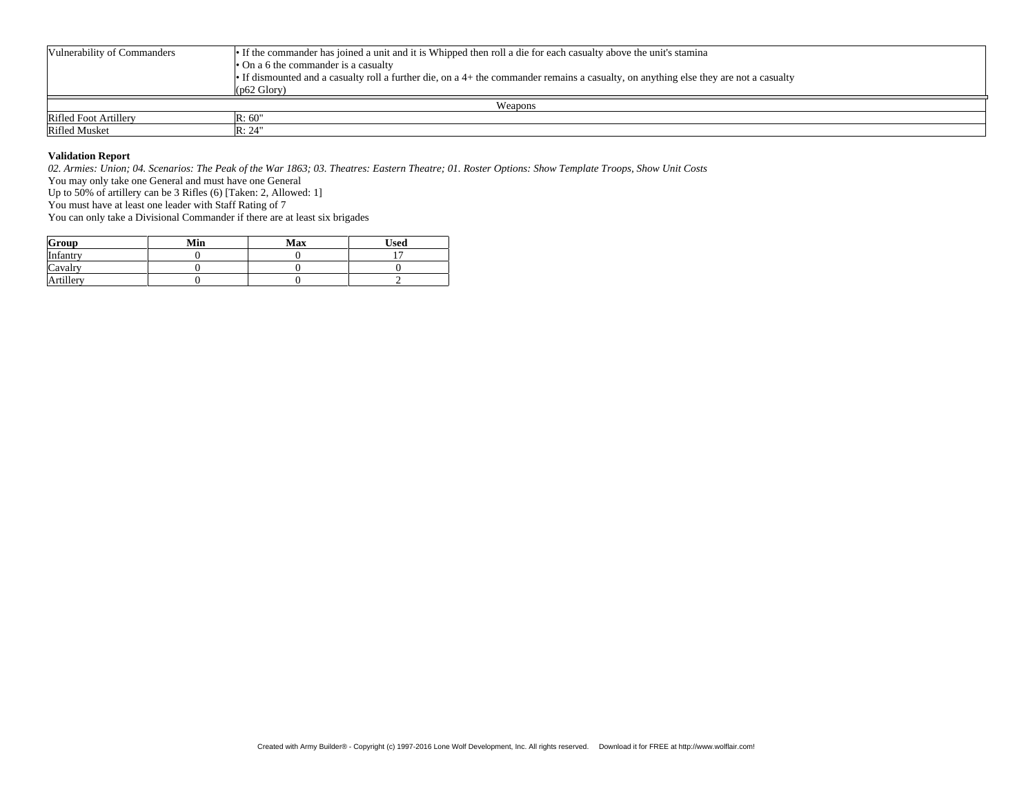| | |
|---|---|
| Vulnerability of Commanders | • If the commander has joined a unit and it is Whipped then roll a die for each casualty above the unit's stamina<br>• On a 6 the commander is a casualty<br>• If dismounted and a casualty roll a further die, on a 4+ the commander remains a casualty, on anything else they are not a casualty<br>(p62 Glory) |

| Weapons | |
|---|---|
| Rifled Foot Artillery | R: 60" |
| Rifled Musket | R: 24" |

**Validation Report**

*02. Armies: Union; 04. Scenarios: The Peak of the War 1863; 03. Theatres: Eastern Theatre; 01. Roster Options: Show Template Troops, Show Unit Costs*

You may only take one General and must have one General

Up to 50% of artillery can be 3 Rifles (6) [Taken: 2, Allowed: 1]

You must have at least one leader with Staff Rating of 7

You can only take a Divisional Commander if there are at least six brigades

| Group | Min | Max | Used |
|---|---|---|---|
| Infantry | 0 | 0 | 17 |
| Cavalry | 0 | 0 | 0 |
| Artillery | 0 | 0 | 2 |

Created with Army Builder® - Copyright (c) 1997-2016 Lone Wolf Development, Inc. All rights reserved. Download it for FREE at http://www.wolflair.com!